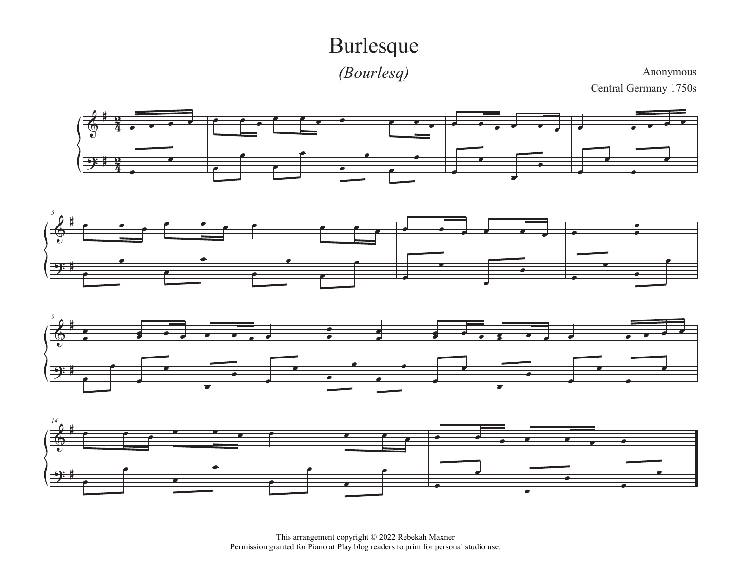# Burlesque

*(Bourlesq)*

Anonymous

Central Germany 1750s

This arrangement copyright © 2022 Rebekah Maxner
Permission granted for Piano at Play blog readers to print for personal studio use.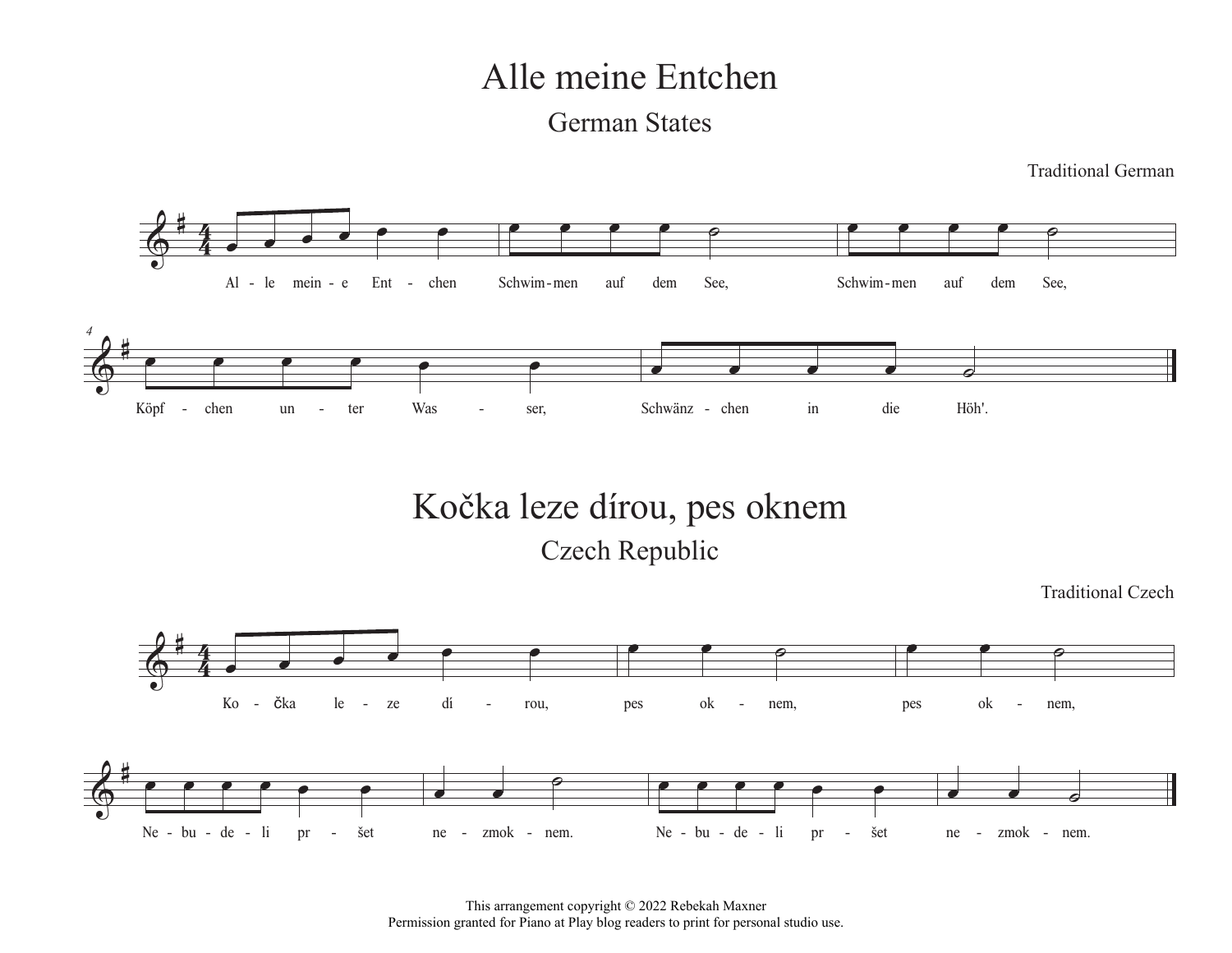# Alle meine Entchen

## German States

Traditional German

Al - le mein - e Ent - chen Schwim - men auf dem See, Schwim - men auf dem See,

Köpf - chen un - ter Was - ser, Schwänz - chen in die Höh'.

# Kočka leze dírou, pes oknem

## Czech Republic

Traditional Czech

Ko - čka le - ze dí - rou, pes ok - nem, pes ok - nem,

Ne - bu - de - li pr - šet ne - zmok - nem. Ne - bu - de - li pr - šet ne - zmok - nem.

This arrangement copyright © 2022 Rebekah Maxner
Permission granted for Piano at Play blog readers to print for personal studio use.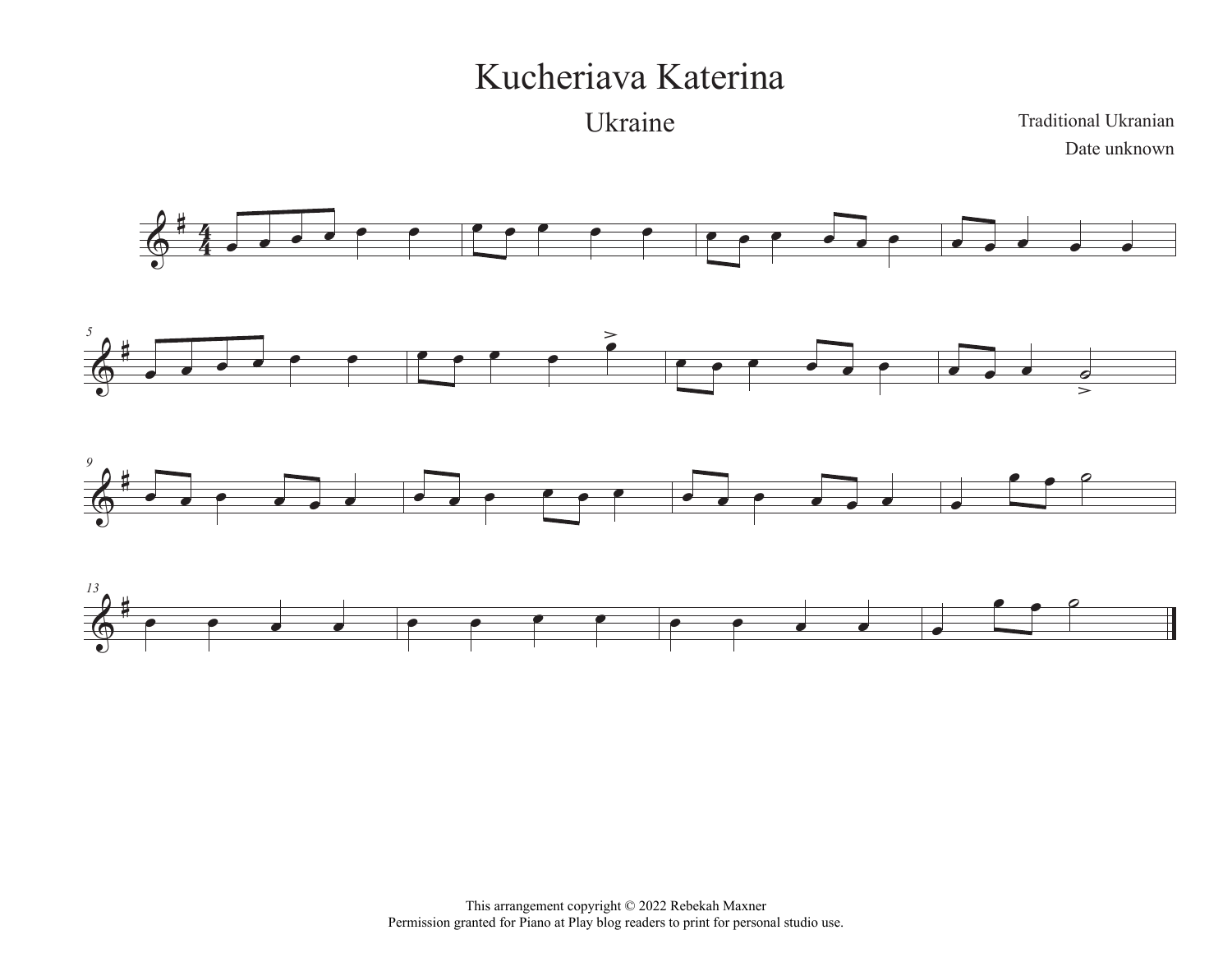# Kucheriava Katerina

## Ukraine

Traditional Ukranian

Date unknown

This arrangement copyright © 2022 Rebekah Maxner
Permission granted for Piano at Play blog readers to print for personal studio use.